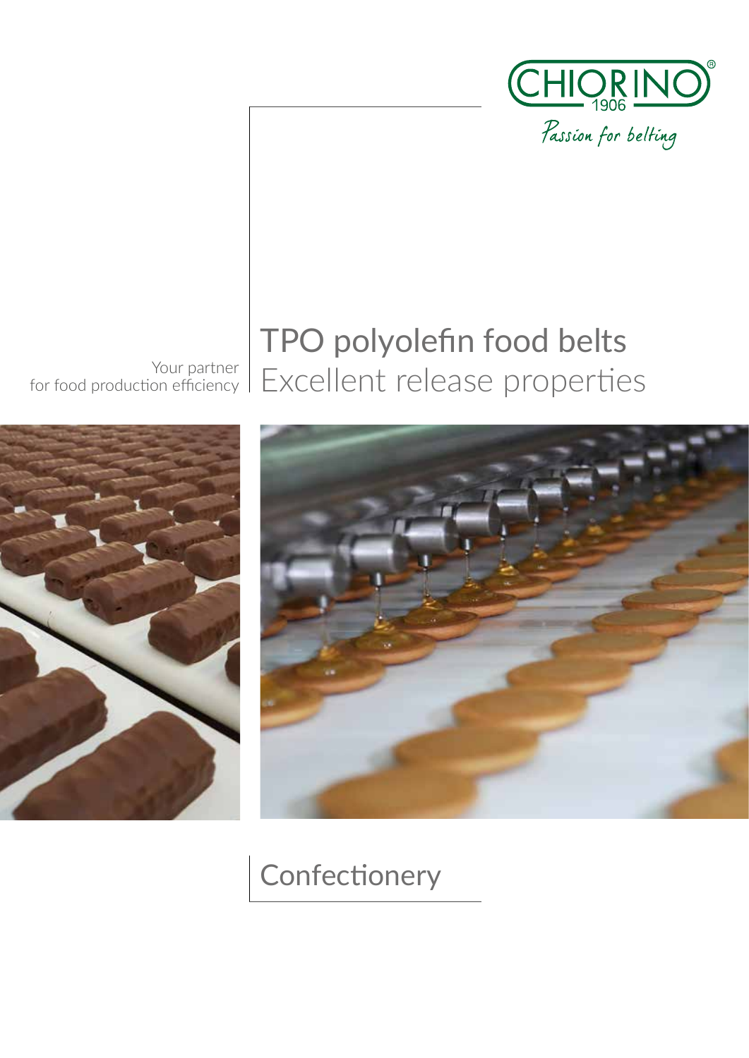CHIORINO 1906

Passion for belting

Your partner
for food production efficiency

# TPO polyolefin food belts
## Excellent release properties

Confectionery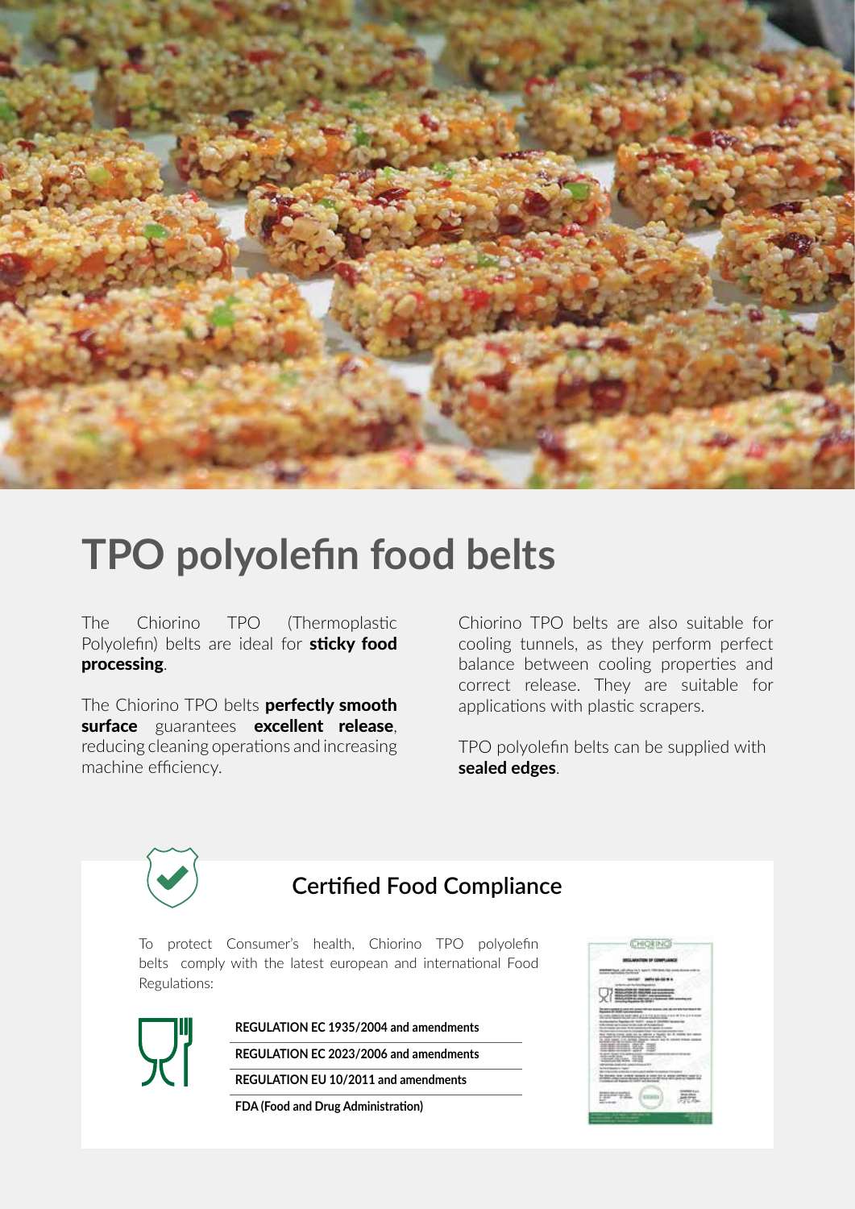# TPO polyolefin food belts

The Chiorino TPO (Thermoplastic Polyolefin) belts are ideal for **sticky food processing**.

The Chiorino TPO belts **perfectly smooth surface** guarantees **excellent release**, reducing cleaning operations and increasing machine efficiency.

Chiorino TPO belts are also suitable for cooling tunnels, as they perform perfect balance between cooling properties and correct release. They are suitable for applications with plastic scrapers.

TPO polyolefin belts can be supplied with **sealed edges**.

## Certified Food Compliance

To protect Consumer's health, Chiorino TPO polyolefin belts comply with the latest european and international Food Regulations:

- **REGULATION EC 1935/2004 and amendments**
- **REGULATION EC 2023/2006 and amendments**
- **REGULATION EU 10/2011 and amendments**
- **FDA (Food and Drug Administration)**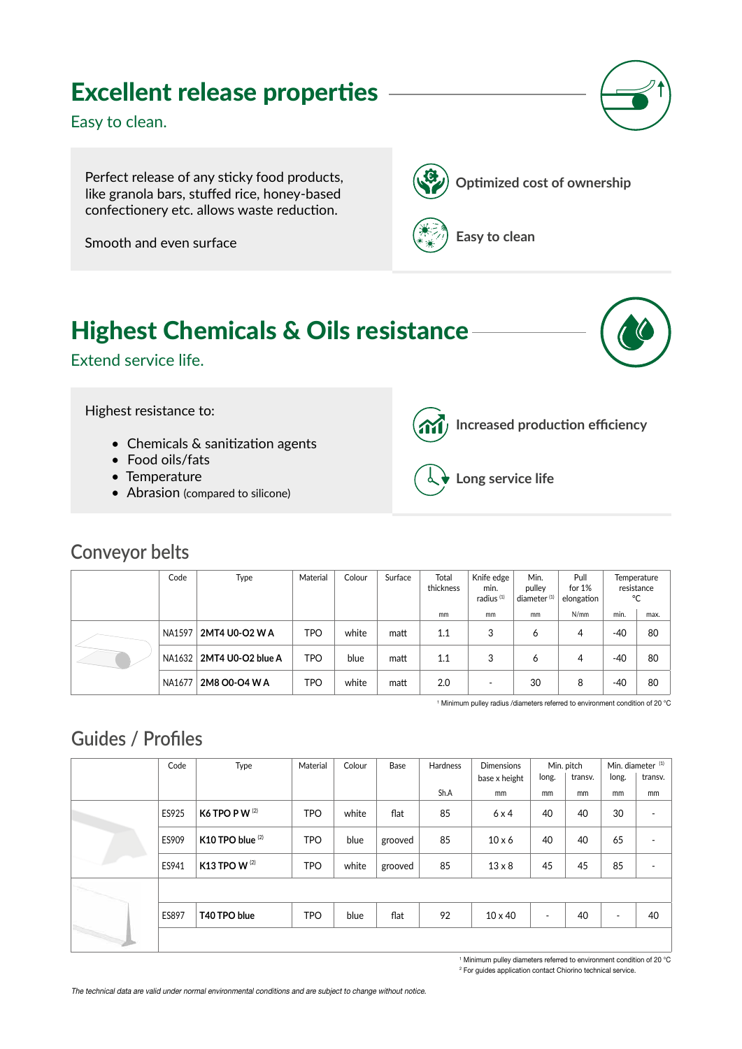# Excellent release properties

Easy to clean.

Perfect release of any sticky food products, like granola bars, stuffed rice, honey-based confectionery etc. allows waste reduction.

Smooth and even surface

**Optimized cost of ownership**

**Easy to clean**

# Highest Chemicals & Oils resistance

Extend service life.

Highest resistance to:

- Chemicals & sanitization agents
- Food oils/fats
- Temperature
- Abrasion (compared to silicone)

**Increased production efficiency**

**Long service life**

## Conveyor belts

| Code | Type | Material | Colour | Surface | Total thickness | Knife edge min. radius [1] | Min. pulley diameter [1] | Pull for 1% elongation | Temperature resistance °C | |
|---|---|---|---|---|---|---|---|---|---|---|
| | | | | | mm | mm | mm | N/mm | min. | max. |
| NA1597 | **2MT4 U0-O2 W A** | TPO | white | matt | 1.1 | 3 | 6 | 4 | -40 | 80 |
| NA1632 | **2MT4 U0-O2 blue A** | TPO | blue | matt | 1.1 | 3 | 6 | 4 | -40 | 80 |
| NA1677 | **2M8 O0-O4 W A** | TPO | white | matt | 2.0 | - | 30 | 8 | -40 | 80 |

[1] Minimum pulley radius /diameters referred to environment condition of 20 °C

## Guides / Profiles

| Code | Type | Material | Colour | Base | Hardness | Dimensions base x height | Min. pitch | | Min. diameter [1] | |
|---|---|---|---|---|---|---|---|---|---|---|
| | | | | | | | long. | transv. | long. | transv. |
| | | | | | Sh.A | mm | mm | mm | mm | mm |
| ES925 | **K6 TPO P W** [2] | TPO | white | flat | 85 | 6 x 4 | 40 | 40 | 30 | - |
| ES909 | **K10 TPO blue** [2] | TPO | blue | grooved | 85 | 10 x 6 | 40 | 40 | 65 | - |
| ES941 | **K13 TPO W** [2] | TPO | white | grooved | 85 | 13 x 8 | 45 | 45 | 85 | - |
| ES897 | **T40 TPO blue** | TPO | blue | flat | 92 | 10 x 40 | - | 40 | - | 40 |

[1] Minimum pulley diameters referred to environment condition of 20 °C
[2] For guides application contact Chiorino technical service.

*The technical data are valid under normal environmental conditions and are subject to change without notice.*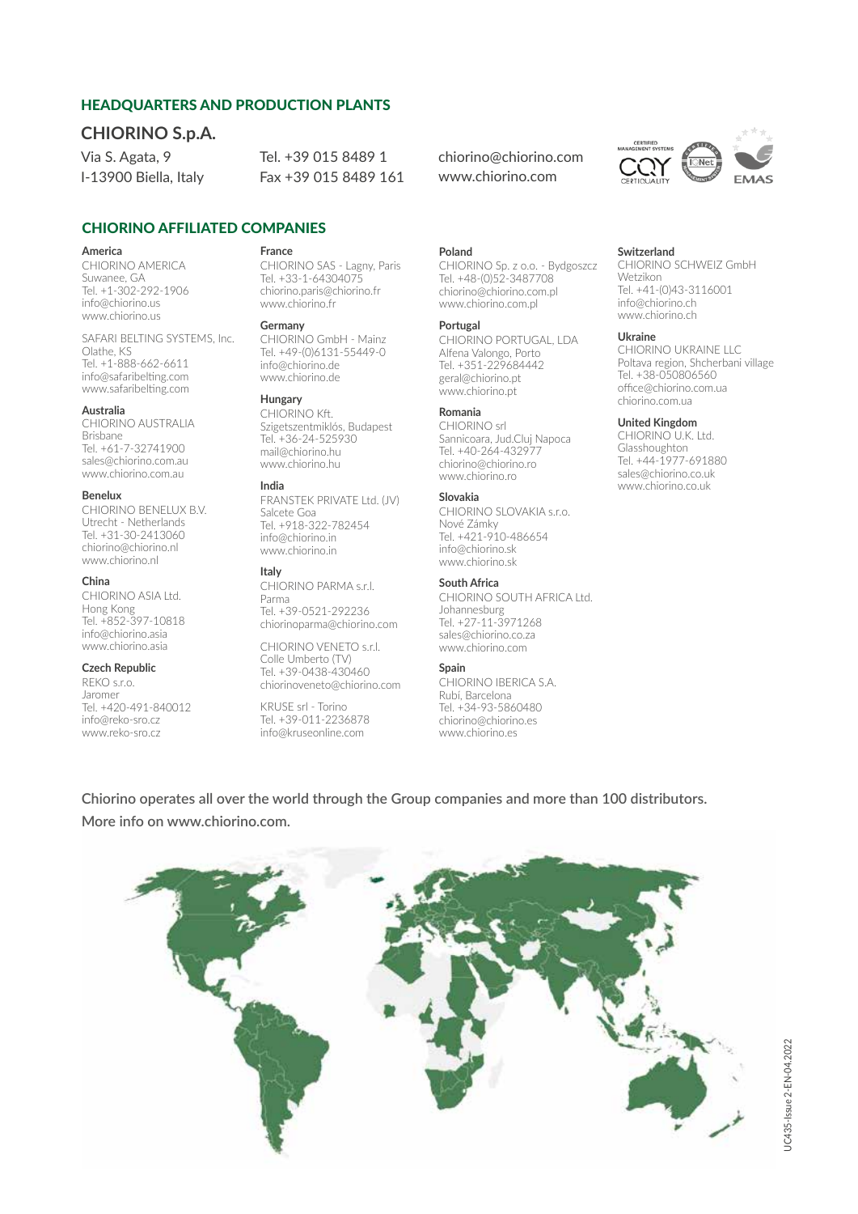## HEADQUARTERS AND PRODUCTION PLANTS

### CHIORINO S.p.A.

Via S. Agata, 9
I-13900 Biella, Italy

Tel. +39 015 8489 1
Fax +39 015 8489 161

chiorino@chiorino.com
www.chiorino.com

## CHIORINO AFFILIATED COMPANIES

**America**
CHIORINO AMERICA
Suwanee, GA
Tel. +1-302-292-1906
info@chiorino.us
www.chiorino.us

SAFARI BELTING SYSTEMS, Inc.
Olathe, KS
Tel. +1-888-662-6611
info@safaribelting.com
www.safaribelting.com

**Australia**
CHIORINO AUSTRALIA
Brisbane
Tel. +61-7-32741900
sales@chiorino.com.au
www.chiorino.com.au

**Benelux**
CHIORINO BENELUX B.V.
Utrecht - Netherlands
Tel. +31-30-2413060
chiorino@chiorino.nl
www.chiorino.nl

**China**
CHIORINO ASIA Ltd.
Hong Kong
Tel. +852-397-10818
info@chiorino.asia
www.chiorino.asia

**Czech Republic**
REKO s.r.o.
Jaromer
Tel. +420-491-840012
info@reko-sro.cz
www.reko-sro.cz

**France**
CHIORINO SAS - Lagny, Paris
Tel. +33-1-64304075
chiorino.paris@chiorino.fr
www.chiorino.fr

**Germany**
CHIORINO GmbH - Mainz
Tel. +49-(0)6131-55449-0
info@chiorino.de
www.chiorino.de

**Hungary**
CHIORINO Kft.
Szigetszentmiklós, Budapest
Tel. +36-24-525930
mail@chiorino.hu
www.chiorino.hu

**India**
FRANSTEK PRIVATE Ltd. (JV)
Salcete Goa
Tel. +918-322-782454
info@chiorino.in
www.chiorino.in

**Italy**
CHIORINO PARMA s.r.l.
Parma
Tel. +39-0521-292236
chiorinoparma@chiorino.com

CHIORINO VENETO s.r.l.
Colle Umberto (TV)
Tel. +39-0438-430460
chiorinoveneto@chiorino.com

KRUSE srl - Torino
Tel. +39-011-2236878
info@kruseonline.com

**Poland**
CHIORINO Sp. z o.o. - Bydgoszcz
Tel. +48-(0)52-3487708
chiorino@chiorino.com.pl
www.chiorino.com.pl

**Portugal**
CHIORINO PORTUGAL, LDA
Alfena Valongo, Porto
Tel. +351-229684442
geral@chiorino.pt
www.chiorino.pt

**Romania**
CHIORINO srl
Sannicoara, Jud.Cluj Napoca
Tel. +40-264-432977
chiorino@chiorino.ro
www.chiorino.ro

**Slovakia**
CHIORINO SLOVAKIA s.r.o.
Nové Zámky
Tel. +421-910-486654
info@chiorino.sk
www.chiorino.sk

**South Africa**
CHIORINO SOUTH AFRICA Ltd.
Johannesburg
Tel. +27-11-3971268
sales@chiorino.co.za
www.chiorino.com

**Spain**
CHIORINO IBERICA S.A.
Rubí, Barcelona
Tel. +34-93-5860480
chiorino@chiorino.es
www.chiorino.es

**Switzerland**
CHIORINO SCHWEIZ GmbH
Wetzikon
Tel. +41-(0)43-3116001
info@chiorino.ch
www.chiorino.ch

**Ukraine**
CHIORINO UKRAINE LLC
Poltava region, Shcherbani village
Tel. +38-050806560
office@chiorino.com.ua
chiorino.com.ua

**United Kingdom**
CHIORINO U.K. Ltd.
Glasshoughton
Tel. +44-1977-691880
sales@chiorino.co.uk
www.chiorino.co.uk

**Chiorino operates all over the world through the Group companies and more than 100 distributors.**
**More info on www.chiorino.com.**

UC435-Issue 2-EN-04.2022